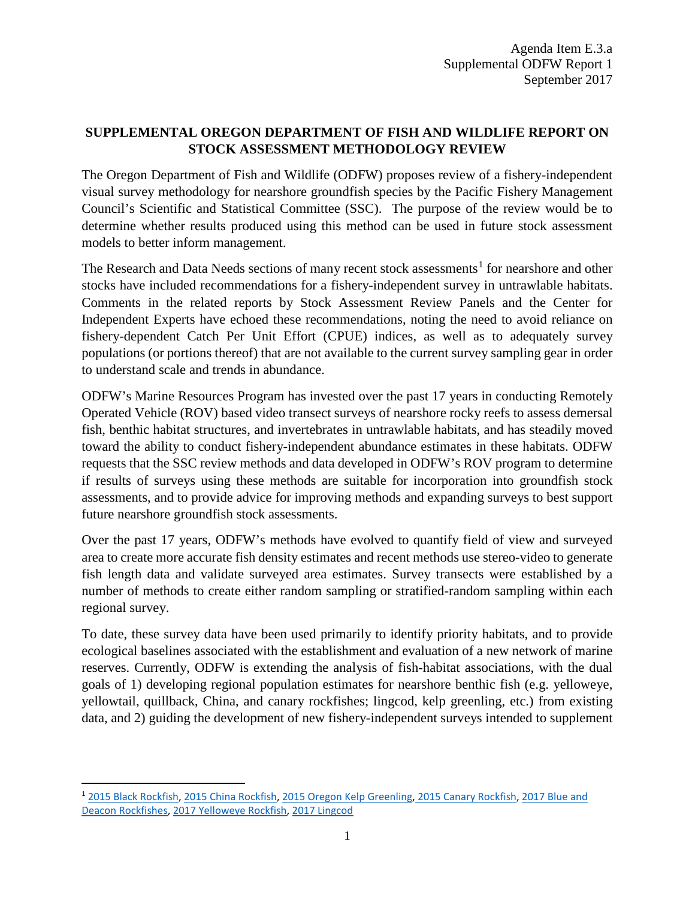Agenda Item E.3.a
Supplemental ODFW Report 1
September 2017

**SUPPLEMENTAL OREGON DEPARTMENT OF FISH AND WILDLIFE REPORT ON STOCK ASSESSMENT METHODOLOGY REVIEW**

The Oregon Department of Fish and Wildlife (ODFW) proposes review of a fishery-independent visual survey methodology for nearshore groundfish species by the Pacific Fishery Management Council's Scientific and Statistical Committee (SSC). The purpose of the review would be to determine whether results produced using this method can be used in future stock assessment models to better inform management.

The Research and Data Needs sections of many recent stock assessments[1] for nearshore and other stocks have included recommendations for a fishery-independent survey in untrawlable habitats. Comments in the related reports by Stock Assessment Review Panels and the Center for Independent Experts have echoed these recommendations, noting the need to avoid reliance on fishery-dependent Catch Per Unit Effort (CPUE) indices, as well as to adequately survey populations (or portions thereof) that are not available to the current survey sampling gear in order to understand scale and trends in abundance.

ODFW's Marine Resources Program has invested over the past 17 years in conducting Remotely Operated Vehicle (ROV) based video transect surveys of nearshore rocky reefs to assess demersal fish, benthic habitat structures, and invertebrates in untrawlable habitats, and has steadily moved toward the ability to conduct fishery-independent abundance estimates in these habitats. ODFW requests that the SSC review methods and data developed in ODFW's ROV program to determine if results of surveys using these methods are suitable for incorporation into groundfish stock assessments, and to provide advice for improving methods and expanding surveys to best support future nearshore groundfish stock assessments.

Over the past 17 years, ODFW's methods have evolved to quantify field of view and surveyed area to create more accurate fish density estimates and recent methods use stereo-video to generate fish length data and validate surveyed area estimates. Survey transects were established by a number of methods to create either random sampling or stratified-random sampling within each regional survey.

To date, these survey data have been used primarily to identify priority habitats, and to provide ecological baselines associated with the establishment and evaluation of a new network of marine reserves. Currently, ODFW is extending the analysis of fish-habitat associations, with the dual goals of 1) developing regional population estimates for nearshore benthic fish (e.g. yelloweye, yellowtail, quillback, China, and canary rockfishes; lingcod, kelp greenling, etc.) from existing data, and 2) guiding the development of new fishery-independent surveys intended to supplement

---

[1] 2015 Black Rockfish, 2015 China Rockfish, 2015 Oregon Kelp Greenling, 2015 Canary Rockfish, 2017 Blue and Deacon Rockfishes, 2017 Yelloweye Rockfish, 2017 Lingcod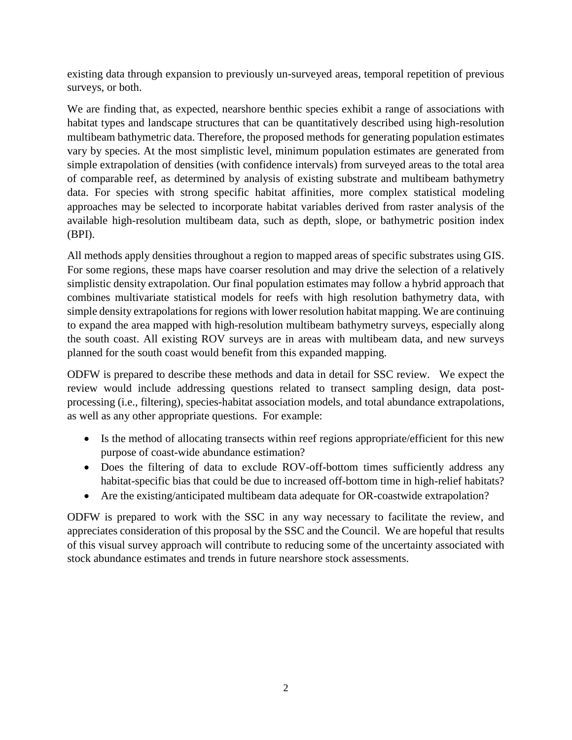existing data through expansion to previously un-surveyed areas, temporal repetition of previous surveys, or both.

We are finding that, as expected, nearshore benthic species exhibit a range of associations with habitat types and landscape structures that can be quantitatively described using high-resolution multibeam bathymetric data. Therefore, the proposed methods for generating population estimates vary by species. At the most simplistic level, minimum population estimates are generated from simple extrapolation of densities (with confidence intervals) from surveyed areas to the total area of comparable reef, as determined by analysis of existing substrate and multibeam bathymetry data. For species with strong specific habitat affinities, more complex statistical modeling approaches may be selected to incorporate habitat variables derived from raster analysis of the available high-resolution multibeam data, such as depth, slope, or bathymetric position index (BPI).

All methods apply densities throughout a region to mapped areas of specific substrates using GIS. For some regions, these maps have coarser resolution and may drive the selection of a relatively simplistic density extrapolation. Our final population estimates may follow a hybrid approach that combines multivariate statistical models for reefs with high resolution bathymetry data, with simple density extrapolations for regions with lower resolution habitat mapping. We are continuing to expand the area mapped with high-resolution multibeam bathymetry surveys, especially along the south coast. All existing ROV surveys are in areas with multibeam data, and new surveys planned for the south coast would benefit from this expanded mapping.

ODFW is prepared to describe these methods and data in detail for SSC review. We expect the review would include addressing questions related to transect sampling design, data post-processing (i.e., filtering), species-habitat association models, and total abundance extrapolations, as well as any other appropriate questions. For example:

- Is the method of allocating transects within reef regions appropriate/efficient for this new purpose of coast-wide abundance estimation?
- Does the filtering of data to exclude ROV-off-bottom times sufficiently address any habitat-specific bias that could be due to increased off-bottom time in high-relief habitats?
- Are the existing/anticipated multibeam data adequate for OR-coastwide extrapolation?

ODFW is prepared to work with the SSC in any way necessary to facilitate the review, and appreciates consideration of this proposal by the SSC and the Council. We are hopeful that results of this visual survey approach will contribute to reducing some of the uncertainty associated with stock abundance estimates and trends in future nearshore stock assessments.